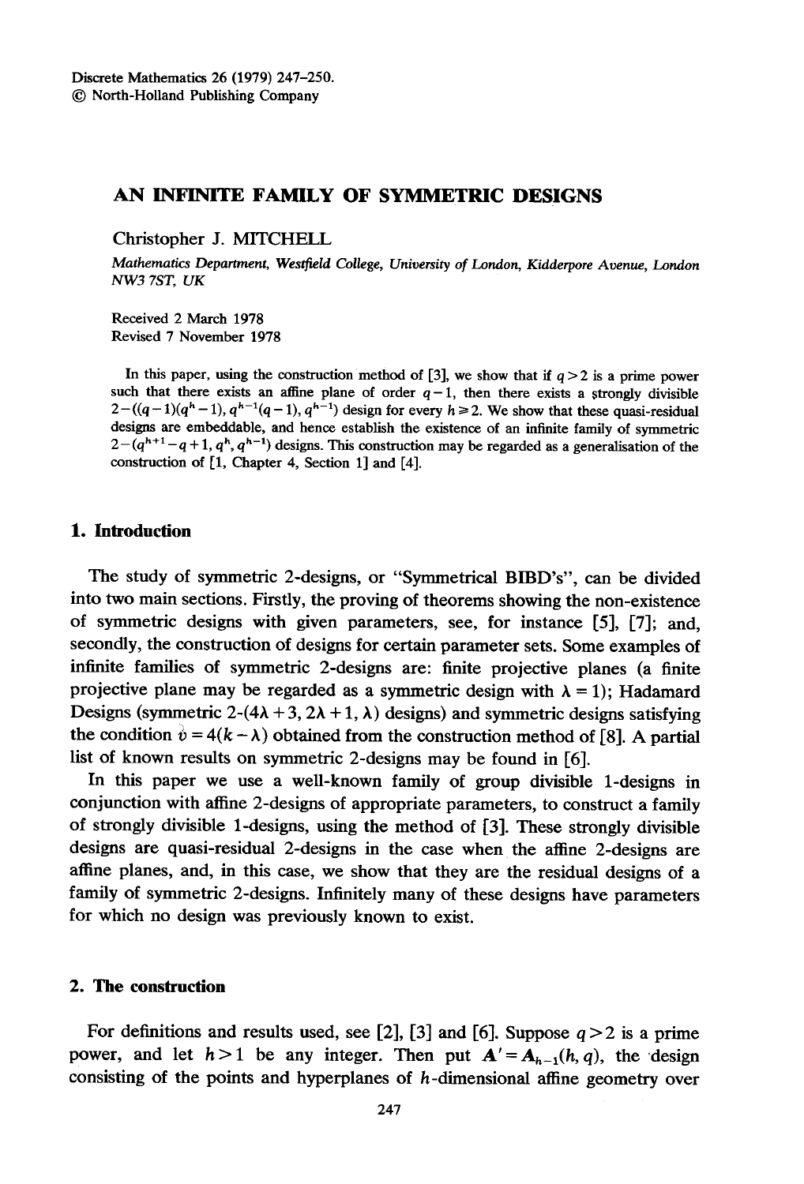# AN INFINITE FAMILY OF SYMMETRIC DESIGNS

Christopher J. MITCHELL

*Mathematics Department, Westfield College, University of London, Kidderpore Avenue, London NW3 7ST, UK*

Received 2 March 1978
Revised 7 November 1978

In this paper, using the construction method of [3], we show that if $q > 2$ is a prime power such that there exists an affine plane of order $q-1$, then there exists a strongly divisible $2-((q-1)(q^h-1), q^{h-1}(q-1), q^{h-1})$ design for every $h \geq 2$. We show that these quasi-residual designs are embeddable, and hence establish the existence of an infinite family of symmetric $2-(q^{h+1}-q+1, q^h, q^{h-1})$ designs. This construction may be regarded as a generalisation of the construction of [1, Chapter 4, Section 1] and [4].

## 1. Introduction

The study of symmetric 2-designs, or "Symmetrical BIBD's", can be divided into two main sections. Firstly, the proving of theorems showing the non-existence of symmetric designs with given parameters, see, for instance [5], [7]; and, secondly, the construction of designs for certain parameter sets. Some examples of infinite families of symmetric 2-designs are: finite projective planes (a finite projective plane may be regarded as a symmetric design with $\lambda = 1$); Hadamard Designs (symmetric 2-$(4\lambda+3, 2\lambda+1, \lambda)$ designs) and symmetric designs satisfying the condition $v = 4(k-\lambda)$ obtained from the construction method of [8]. A partial list of known results on symmetric 2-designs may be found in [6].

In this paper we use a well-known family of group divisible 1-designs in conjunction with affine 2-designs of appropriate parameters, to construct a family of strongly divisible 1-designs, using the method of [3]. These strongly divisible designs are quasi-residual 2-designs in the case when the affine 2-designs are affine planes, and, in this case, we show that they are the residual designs of a family of symmetric 2-designs. Infinitely many of these designs have parameters for which no design was previously known to exist.

## 2. The construction

For definitions and results used, see [2], [3] and [6]. Suppose $q > 2$ is a prime power, and let $h > 1$ be any integer. Then put $A' = A_{h-1}(h, q)$, the design consisting of the points and hyperplanes of $h$-dimensional affine geometry over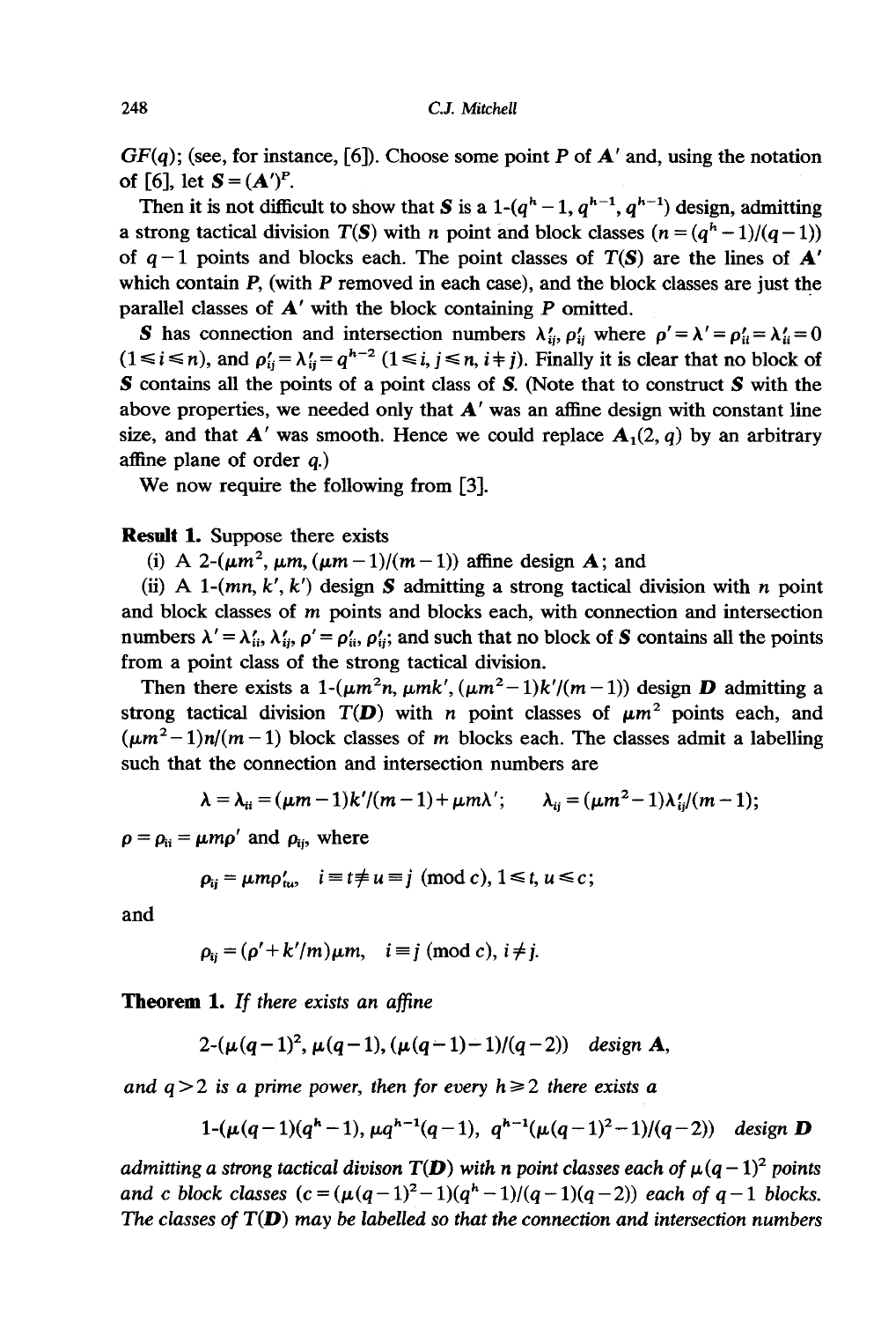$GF(q)$; (see, for instance, [6]). Choose some point $P$ of $\boldsymbol{A}'$ and, using the notation of [6], let $\boldsymbol{S} = (\boldsymbol{A}')^P$.

Then it is not difficult to show that $\boldsymbol{S}$ is a 1-$(q^h - 1, q^{h-1}, q^{h-1})$ design, admitting a strong tactical division $T(\boldsymbol{S})$ with $n$ point and block classes ($n = (q^h - 1)/(q-1)$) of $q-1$ points and blocks each. The point classes of $T(\boldsymbol{S})$ are the lines of $\boldsymbol{A}'$ which contain $P$, (with $P$ removed in each case), and the block classes are just the parallel classes of $\boldsymbol{A}'$ with the block containing $P$ omitted.

$\boldsymbol{S}$ has connection and intersection numbers $\lambda'_{ij}, \rho'_{ij}$ where $\rho' = \lambda' = \rho'_{ii} = \lambda'_{ii} = 0$ ($1 \leq i \leq n$), and $\rho'_{ij} = \lambda'_{ij} = q^{h-2}$ ($1 \leq i, j \leq n, i \neq j$). Finally it is clear that no block of $\boldsymbol{S}$ contains all the points of a point class of $\boldsymbol{S}$. (Note that to construct $\boldsymbol{S}$ with the above properties, we needed only that $\boldsymbol{A}'$ was an affine design with constant line size, and that $\boldsymbol{A}'$ was smooth. Hence we could replace $\boldsymbol{A}_1(2, q)$ by an arbitrary affine plane of order $q$.)

We now require the following from [3].

**Result 1.** Suppose there exists

(i) A 2-$(\mu m^2, \mu m, (\mu m - 1)/(m-1))$ affine design $\boldsymbol{A}$; and

(ii) A 1-$(mn, k', k')$ design $\boldsymbol{S}$ admitting a strong tactical division with $n$ point and block classes of $m$ points and blocks each, with connection and intersection numbers $\lambda' = \lambda'_{ii}, \lambda'_{ij}, \rho' = \rho'_{ii}, \rho'_{ij}$; and such that no block of $\boldsymbol{S}$ contains all the points from a point class of the strong tactical division.

Then there exists a 1-$(\mu m^2 n, \mu m k', (\mu m^2 - 1)k'/(m-1))$ design $\boldsymbol{D}$ admitting a strong tactical division $T(\boldsymbol{D})$ with $n$ point classes of $\mu m^2$ points each, and $(\mu m^2 - 1)n/(m-1)$ block classes of $m$ blocks each. The classes admit a labelling such that the connection and intersection numbers are

$$\lambda = \lambda_{ii} = (\mu m - 1)k'/(m-1) + \mu m \lambda'; \qquad \lambda_{ij} = (\mu m^2 - 1)\lambda'_{ij}/(m-1);$$

$\rho = \rho_{ii} = \mu m \rho'$ and $\rho_{ij}$, where

$$\rho_{ij} = \mu m \rho'_{tu}, \quad i \equiv t \not\equiv u \equiv j \pmod{c}, 1 \leq t, u \leq c;$$

and

$$\rho_{ij} = (\rho' + k'/m)\mu m, \quad i \equiv j \pmod{c}, i \neq j.$$

**Theorem 1.** *If there exists an affine*

$$2\text{-}(\mu(q-1)^2, \mu(q-1), (\mu(q-1)-1)/(q-2)) \quad \textit{design } \boldsymbol{A},$$

*and $q > 2$ is a prime power, then for every $h \geq 2$ there exists a*

$$1\text{-}(\mu(q-1)(q^h-1), \mu q^{h-1}(q-1), q^{h-1}(\mu(q-1)^2 - 1)/(q-2)) \quad \textit{design } \boldsymbol{D}$$

*admitting a strong tactical divison $T(\boldsymbol{D})$ with $n$ point classes each of $\mu(q-1)^2$ points and $c$ block classes ($c = (\mu(q-1)^2 - 1)(q^h - 1)/(q-1)(q-2)$) each of $q-1$ blocks. The classes of $T(\boldsymbol{D})$ may be labelled so that the connection and intersection numbers*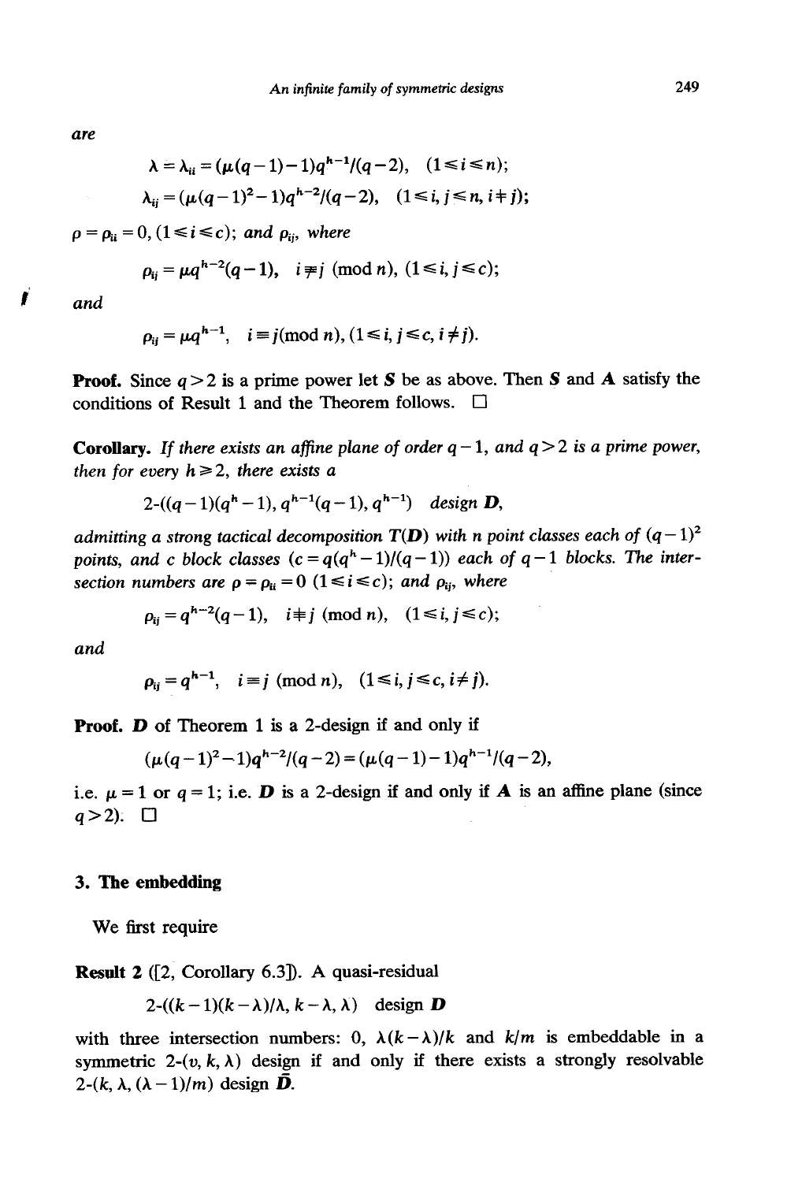*are*

$$\lambda = \lambda_{ii} = (\mu(q-1)-1)q^{h-1}/(q-2), \quad (1 \leqslant i \leqslant n);$$

$$\lambda_{ij} = (\mu(q-1)^2 - 1)q^{h-2}/(q-2), \quad (1 \leqslant i, j \leqslant n, i \neq j);$$

$\rho = \rho_{ii} = 0, (1 \leqslant i \leqslant c)$; *and* $\rho_{ij}$, *where*

$$\rho_{ij} = \mu q^{h-2}(q-1), \quad i \not\equiv j \pmod{n}, (1 \leqslant i, j \leqslant c);$$

*and*

$$\rho_{ij} = \mu q^{h-1}, \quad i \equiv j \pmod{n}, (1 \leqslant i, j \leqslant c, i \neq j).$$

**Proof.** Since $q > 2$ is a prime power let $\boldsymbol{S}$ be as above. Then $\boldsymbol{S}$ and $\boldsymbol{A}$ satisfy the conditions of Result 1 and the Theorem follows. □

**Corollary.** *If there exists an affine plane of order* $q-1$, *and* $q > 2$ *is a prime power, then for every* $h \geqslant 2$, *there exists a*

$$2\text{-}((q-1)(q^h-1), q^{h-1}(q-1), q^{h-1}) \quad \textit{design } \boldsymbol{D},$$

*admitting a strong tactical decomposition* $T(\boldsymbol{D})$ *with* $n$ *point classes each of* $(q-1)^2$ *points, and* $c$ *block classes* ($c = q(q^h-1)/(q-1)$) *each of* $q-1$ *blocks. The intersection numbers are* $\rho = \rho_{ii} = 0$ $(1 \leqslant i \leqslant c)$; *and* $\rho_{ij}$, *where*

$$\rho_{ij} = q^{h-2}(q-1), \quad i \not\equiv j \pmod{n}, \quad (1 \leqslant i, j \leqslant c);$$

*and*

$$\rho_{ij} = q^{h-1}, \quad i \equiv j \pmod{n}, \quad (1 \leqslant i, j \leqslant c, i \neq j).$$

**Proof.** $\boldsymbol{D}$ of Theorem 1 is a 2-design if and only if

$$(\mu(q-1)^2 - 1)q^{h-2}/(q-2) = (\mu(q-1)-1)q^{h-1}/(q-2),$$

i.e. $\mu = 1$ or $q = 1$; i.e. $\boldsymbol{D}$ is a 2-design if and only if $\boldsymbol{A}$ is an affine plane (since $q > 2$). □

## 3. The embedding

We first require

**Result 2** ([2, Corollary 6.3]). A quasi-residual

$$2\text{-}((k-1)(k-\lambda)/\lambda, k-\lambda, \lambda) \quad \text{design } \boldsymbol{D}$$

with three intersection numbers: 0, $\lambda(k-\lambda)/k$ and $k/m$ is embeddable in a symmetric $2\text{-}(v, k, \lambda)$ design if and only if there exists a strongly resolvable $2\text{-}(k, \lambda, (\lambda-1)/m)$ design $\bar{\boldsymbol{D}}$.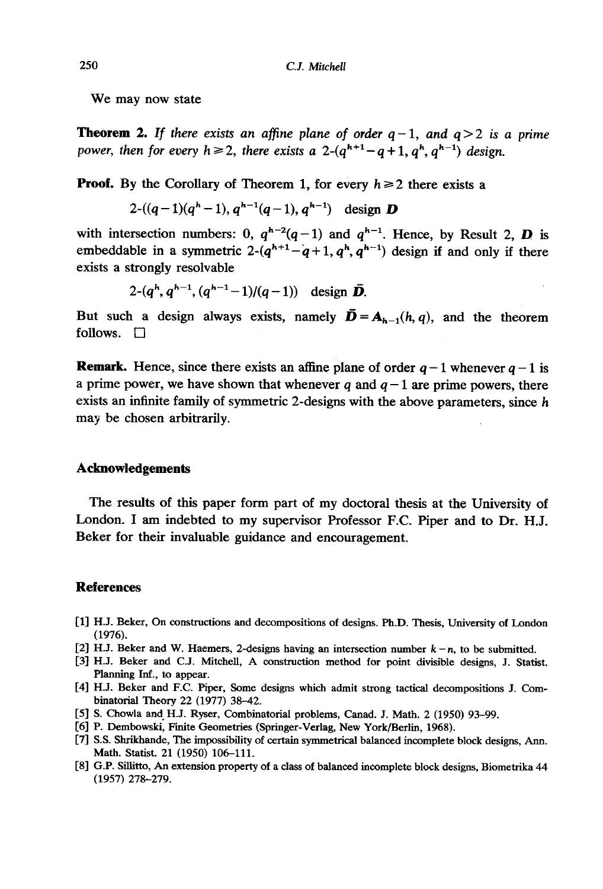We may now state

**Theorem 2.** *If there exists an affine plane of order $q-1$, and $q>2$ is a prime power, then for every $h \geq 2$, there exists a* 2-$(q^{h+1}-q+1, q^h, q^{h-1})$ *design.*

**Proof.** By the Corollary of Theorem 1, for every $h \geq 2$ there exists a

$$2\text{-}((q-1)(q^h-1), q^{h-1}(q-1), q^{h-1}) \quad \text{design } \boldsymbol{D}$$

with intersection numbers: 0, $q^{h-2}(q-1)$ and $q^{h-1}$. Hence, by Result 2, $\boldsymbol{D}$ is embeddable in a symmetric 2-$(q^{h+1}-q+1, q^h, q^{h-1})$ design if and only if there exists a strongly resolvable

$$2\text{-}(q^h, q^{h-1}, (q^{h-1}-1)/(q-1)) \quad \text{design } \bar{\boldsymbol{D}}.$$

But such a design always exists, namely $\bar{\boldsymbol{D}} = \boldsymbol{A}_{h-1}(h, q)$, and the theorem follows. □

**Remark.** Hence, since there exists an affine plane of order $q-1$ whenever $q-1$ is a prime power, we have shown that whenever $q$ and $q-1$ are prime powers, there exists an infinite family of symmetric 2-designs with the above parameters, since $h$ may be chosen arbitrarily.

## Acknowledgements

The results of this paper form part of my doctoral thesis at the University of London. I am indebted to my supervisor Professor F.C. Piper and to Dr. H.J. Beker for their invaluable guidance and encouragement.

## References

[1] H.J. Beker, On constructions and decompositions of designs. Ph.D. Thesis, University of London (1976).

[2] H.J. Beker and W. Haemers, 2-designs having an intersection number $k-n$, to be submitted.

[3] H.J. Beker and C.J. Mitchell, A construction method for point divisible designs, J. Statist. Planning Inf., to appear.

[4] H.J. Beker and F.C. Piper, Some designs which admit strong tactical decompositions J. Combinatorial Theory 22 (1977) 38–42.

[5] S. Chowla and H.J. Ryser, Combinatorial problems, Canad. J. Math. 2 (1950) 93–99.

[6] P. Dembowski, Finite Geometries (Springer-Verlag, New York/Berlin, 1968).

[7] S.S. Shrikhande, The impossibility of certain symmetrical balanced incomplete block designs, Ann. Math. Statist. 21 (1950) 106–111.

[8] G.P. Sillitto, An extension property of a class of balanced incomplete block designs, Biometrika 44 (1957) 278–279.